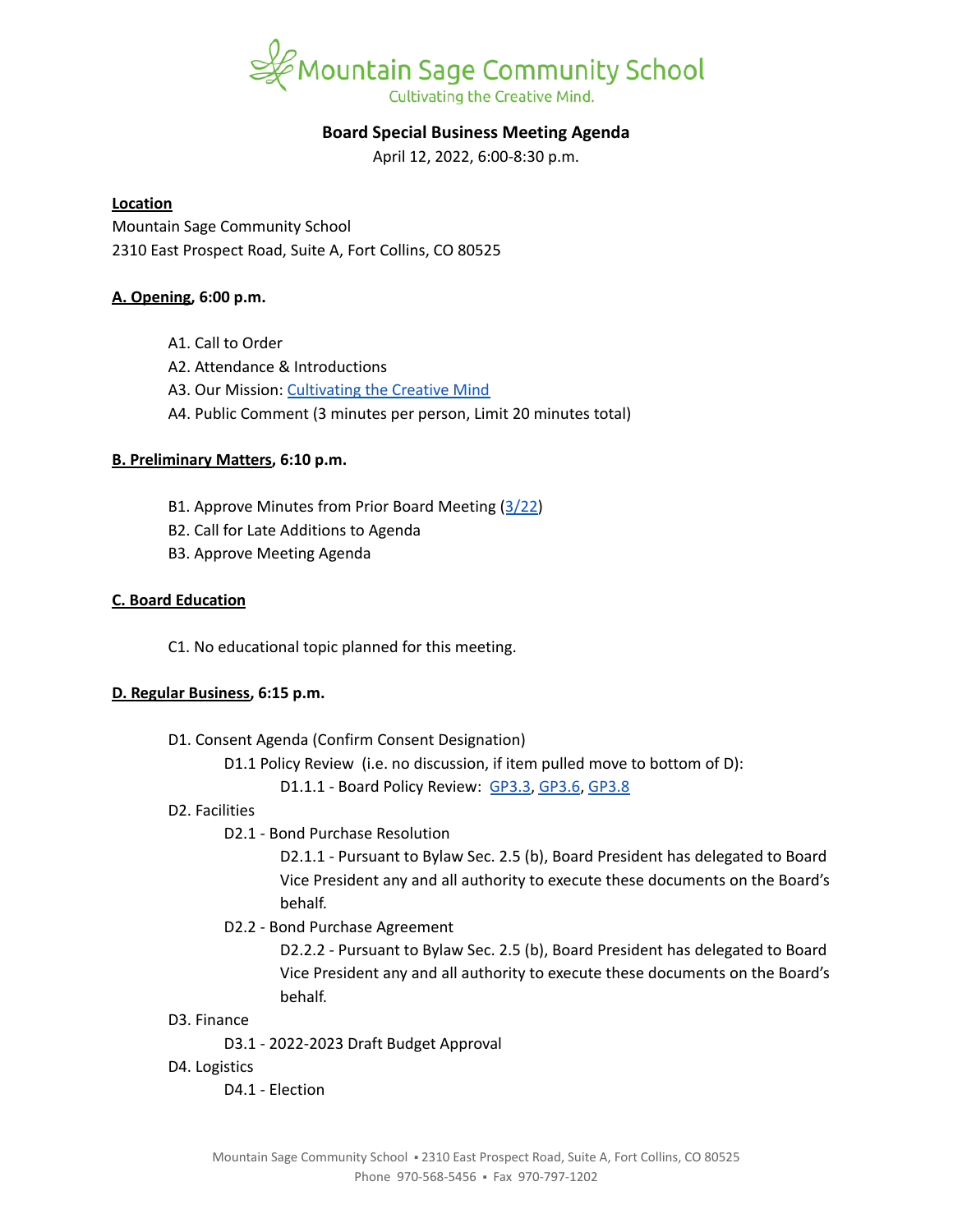# Mountain Sage Community School

Cultivating the Creative Mind.

## Board Special Business Meeting Agenda

April 12, 2022, 6:00-8:30 p.m.

**Location**

Mountain Sage Community School
2310 East Prospect Road, Suite A, Fort Collins, CO 80525

**A. Opening, 6:00 p.m.**

- A1. Call to Order
- A2. Attendance & Introductions
- A3. Our Mission: Cultivating the Creative Mind
- A4. Public Comment (3 minutes per person, Limit 20 minutes total)

**B. Preliminary Matters, 6:10 p.m.**

- B1. Approve Minutes from Prior Board Meeting (3/22)
- B2. Call for Late Additions to Agenda
- B3. Approve Meeting Agenda

**C. Board Education**

- C1. No educational topic planned for this meeting.

**D. Regular Business, 6:15 p.m.**

- D1. Consent Agenda (Confirm Consent Designation)
  - D1.1 Policy Review (i.e. no discussion, if item pulled move to bottom of D):
    - D1.1.1 - Board Policy Review: GP3.3, GP3.6, GP3.8
- D2. Facilities
  - D2.1 - Bond Purchase Resolution
    - D2.1.1 - Pursuant to Bylaw Sec. 2.5 (b), Board President has delegated to Board Vice President any and all authority to execute these documents on the Board's behalf.
  - D2.2 - Bond Purchase Agreement
    - D2.2.2 - Pursuant to Bylaw Sec. 2.5 (b), Board President has delegated to Board Vice President any and all authority to execute these documents on the Board's behalf.
- D3. Finance
  - D3.1 - 2022-2023 Draft Budget Approval
- D4. Logistics
  - D4.1 - Election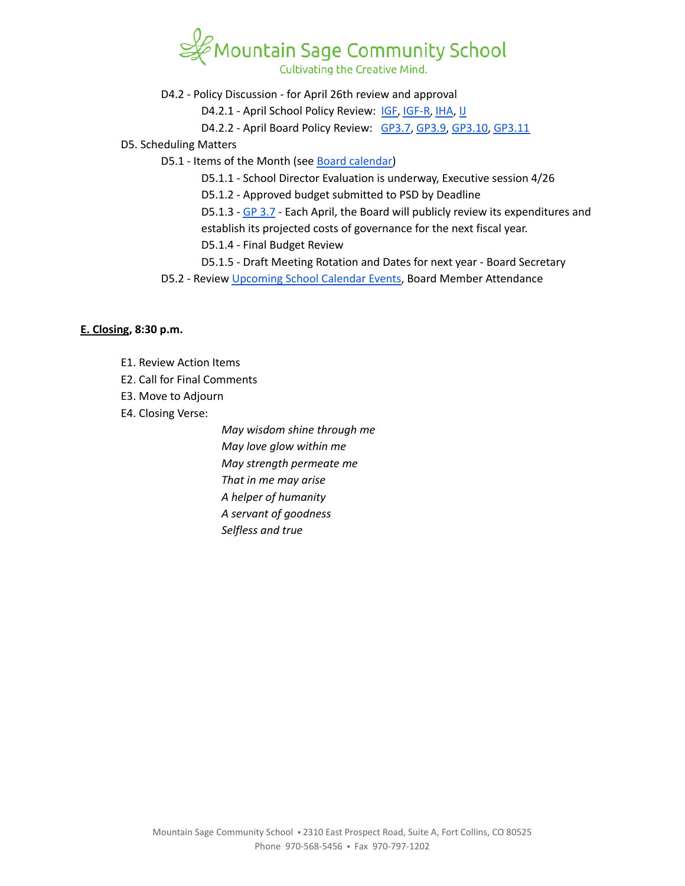- D4.2 - Policy Discussion - for April 26th review and approval
    - D4.2.1 - April School Policy Review: [IGF](), [IGF-R](), [IHA](), [IJ]()
    - D4.2.2 - April Board Policy Review: [GP3.7](), [GP3.9](), [GP3.10](), [GP3.11]()

D5. Scheduling Matters

- D5.1 - Items of the Month (see [Board calendar]())
    - D5.1.1 - School Director Evaluation is underway, Executive session 4/26
    - D5.1.2 - Approved budget submitted to PSD by Deadline
    - D5.1.3 - [GP 3.7]() - Each April, the Board will publicly review its expenditures and establish its projected costs of governance for the next fiscal year.
    - D5.1.4 - Final Budget Review
    - D5.1.5 - Draft Meeting Rotation and Dates for next year - Board Secretary
- D5.2 - Review [Upcoming School Calendar Events](), Board Member Attendance

**E. Closing, 8:30 p.m.**

- E1. Review Action Items
- E2. Call for Final Comments
- E3. Move to Adjourn
- E4. Closing Verse:

*May wisdom shine through me*
*May love glow within me*
*May strength permeate me*
*That in me may arise*
*A helper of humanity*
*A servant of goodness*
*Selfless and true*